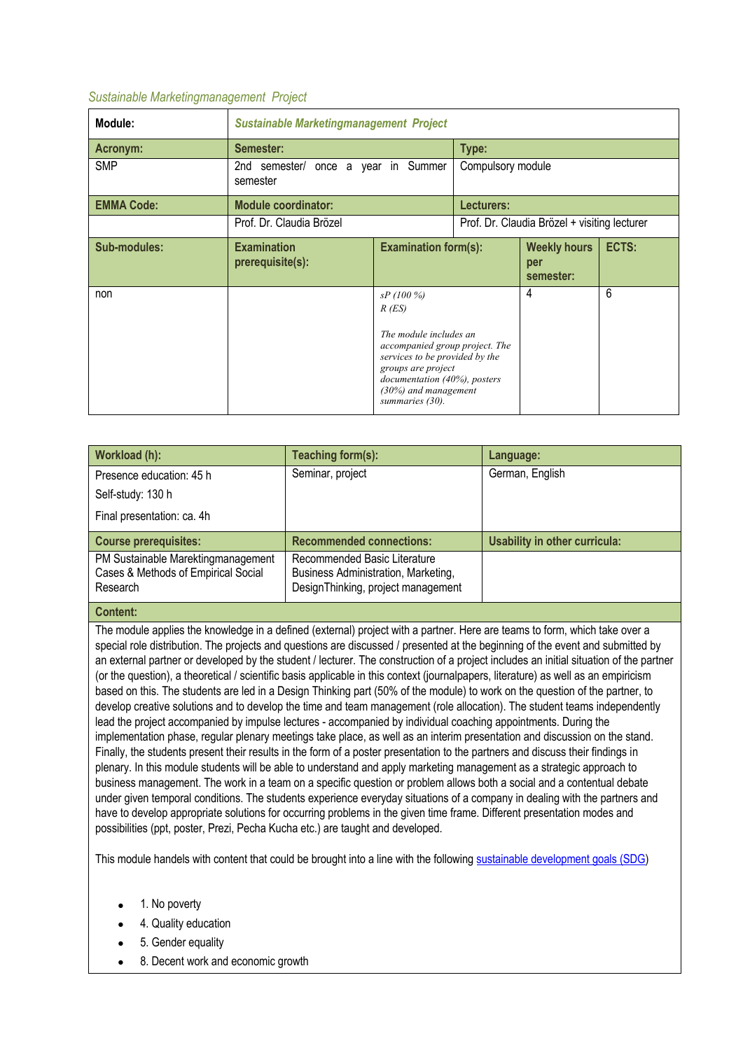*Sustainable Marketingmanagement Project*

| **Module:** | ***Sustainable Marketingmanagement Project*** | | | |
|---|---|---|---|---|
| **Acronym:** | **Semester:** | | **Type:** | |
| SMP | 2nd semester/ once a year in Summer semester | | Compulsory module | |
| **EMMA Code:** | **Module coordinator:** | | **Lecturers:** | |
| | Prof. Dr. Claudia Brözel | | Prof. Dr. Claudia Brözel + visiting lecturer | |
| **Sub-modules:** | **Examination prerequisite(s):** | **Examination form(s):** | **Weekly hours per semester:** | **ECTS:** |
| non | | *sP (100 %)*<br>*R (ES)*<br><br>*The module includes an accompanied group project. The services to be provided by the groups are project documentation (40%), posters (30%) and management summaries (30).* | 4 | 6 |

| **Workload (h):** | **Teaching form(s):** | **Language:** |
|---|---|---|
| Presence education: 45 h<br>Self-study: 130 h<br>Final presentation: ca. 4h | Seminar, project | German, English |
| **Course prerequisites:** | **Recommended connections:** | **Usability in other curricula:** |
| PM Sustainable Marektingmanagement Cases & Methods of Empirical Social Research | Recommended Basic Literature Business Administration, Marketing, DesignThinking, project management | |

**Content:**

The module applies the knowledge in a defined (external) project with a partner. Here are teams to form, which take over a special role distribution. The projects and questions are discussed / presented at the beginning of the event and submitted by an external partner or developed by the student / lecturer. The construction of a project includes an initial situation of the partner (or the question), a theoretical / scientific basis applicable in this context (journalpapers, literature) as well as an empiricism based on this. The students are led in a Design Thinking part (50% of the module) to work on the question of the partner, to develop creative solutions and to develop the time and team management (role allocation). The student teams independently lead the project accompanied by impulse lectures - accompanied by individual coaching appointments. During the implementation phase, regular plenary meetings take place, as well as an interim presentation and discussion on the stand. Finally, the students present their results in the form of a poster presentation to the partners and discuss their findings in plenary. In this module students will be able to understand and apply marketing management as a strategic approach to business management. The work in a team on a specific question or problem allows both a social and a contentual debate under given temporal conditions. The students experience everyday situations of a company in dealing with the partners and have to develop appropriate solutions for occurring problems in the given time frame. Different presentation modes and possibilities (ppt, poster, Prezi, Pecha Kucha etc.) are taught and developed.

This module handels with content that could be brought into a line with the following sustainable development goals (SDG)

- 1. No poverty
- 4. Quality education
- 5. Gender equality
- 8. Decent work and economic growth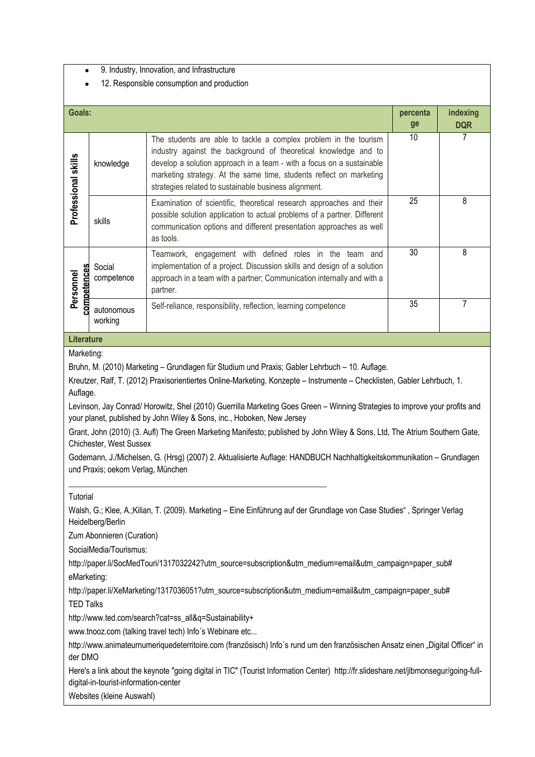- 9. Industry, Innovation, and Infrastructure
- 12. Responsible consumption and production

| Goals: | | | percentage | indexing DQR |
|---|---|---|---|---|
| Professional skills | knowledge | The students are able to tackle a complex problem in the tourism industry against the background of theoretical knowledge and to develop a solution approach in a team - with a focus on a sustainable marketing strategy. At the same time, students reflect on marketing strategies related to sustainable business alignment. | 10 | 7 |
| | skills | Examination of scientific, theoretical research approaches and their possible solution application to actual problems of a partner. Different communication options and different presentation approaches as well as tools. | 25 | 8 |
| Personnel competences | Social competence | Teamwork, engagement with defined roles in the team and implementation of a project. Discussion skills and design of a solution approach in a team with a partner; Communication internally and with a partner. | 30 | 8 |
| | autonomous working | Self-reliance, responsibility, reflection, learning competence | 35 | 7 |

**Literature**

Marketing:

Bruhn, M. (2010) Marketing – Grundlagen für Studium und Praxis; Gabler Lehrbuch – 10. Auflage.

Kreutzer, Ralf, T. (2012) Praxisorientiertes Online-Marketing. Konzepte – Instrumente – Checklisten, Gabler Lehrbuch, 1. Auflage.

Levinson, Jay Conrad/ Horowitz, Shel (2010) Guerrilla Marketing Goes Green – Winning Strategies to improve your profits and your planet, published by John Wiley & Sons, inc., Hoboken, New Jersey

Grant, John (2010) (3. Aufl) The Green Marketing Manifesto; published by John Wiley & Sons, Ltd, The Atrium Southern Gate, Chichester, West Sussex

Godemann, J./Michelsen, G. (Hrsg) (2007) 2. Aktualisierte Auflage: HANDBUCH Nachhaltigkeitskommunikation – Grundlagen und Praxis; oekom Verlag, München

---

Tutorial

Walsh, G.; Klee, A.;Kilian, T. (2009). Marketing – Eine Einführung auf der Grundlage von Case Studies", Springer Verlag Heidelberg/Berlin

Zum Abonnieren (Curation)

SocialMedia/Tourismus:

http://paper.li/SocMedTouri/1317032242?utm_source=subscription&utm_medium=email&utm_campaign=paper_sub#

eMarketing:

http://paper.li/XeMarketing/1317036051?utm_source=subscription&utm_medium=email&utm_campaign=paper_sub#

TED Talks

http://www.ted.com/search?cat=ss_all&q=Sustainability+

www.tnooz.com (talking travel tech) Info´s Webinare etc...

http://www.animateurnumeriquedeterritoire.com (französisch) Info´s rund um den französischen Ansatz einen „Digital Officer" in der DMO

Here's a link about the keynote "going digital in TIC" (Tourist Information Center) http://fr.slideshare.net/jlbmonsegur/going-full-digital-in-tourist-information-center

Websites (kleine Auswahl)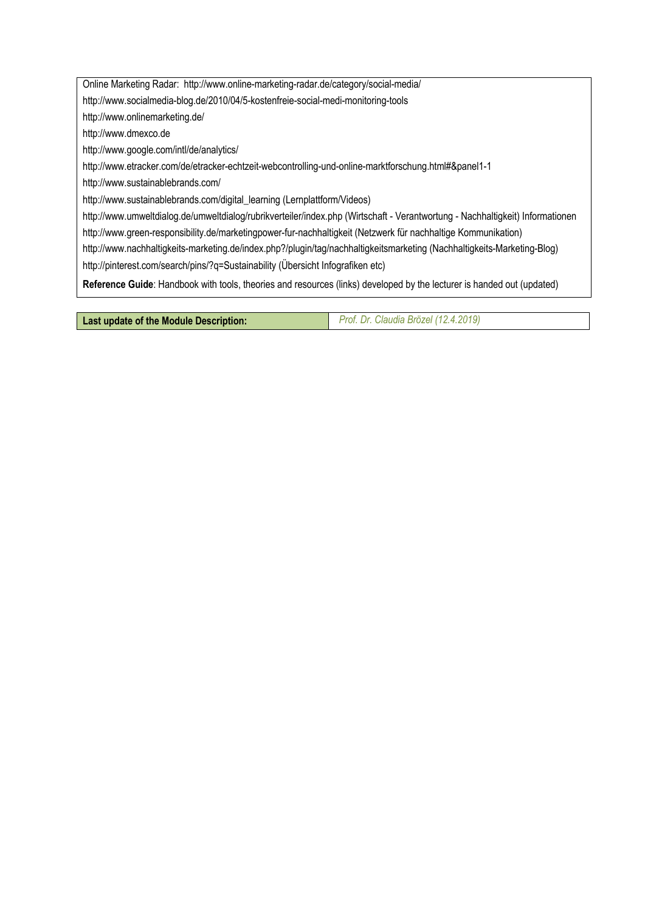Online Marketing Radar: http://www.online-marketing-radar.de/category/social-media/

http://www.socialmedia-blog.de/2010/04/5-kostenfreie-social-medi-monitoring-tools

http://www.onlinemarketing.de/

http://www.dmexco.de

http://www.google.com/intl/de/analytics/

http://www.etracker.com/de/etracker-echtzeit-webcontrolling-und-online-marktforschung.html#&panel1-1

http://www.sustainablebrands.com/

http://www.sustainablebrands.com/digital_learning (Lernplattform/Videos)

http://www.umweltdialog.de/umweltdialog/rubrikverteiler/index.php (Wirtschaft - Verantwortung - Nachhaltigkeit) Informationen

http://www.green-responsibility.de/marketingpower-fur-nachhaltigkeit (Netzwerk für nachhaltige Kommunikation)

http://www.nachhaltigkeits-marketing.de/index.php?/plugin/tag/nachhaltigkeitsmarketing (Nachhaltigkeits-Marketing-Blog)

http://pinterest.com/search/pins/?q=Sustainability (Übersicht Infografiken etc)

**Reference Guide**: Handbook with tools, theories and resources (links) developed by the lecturer is handed out (updated)

| | |
|---|---|
| **Last update of the Module Description:** | *Prof. Dr. Claudia Brözel (12.4.2019)* |